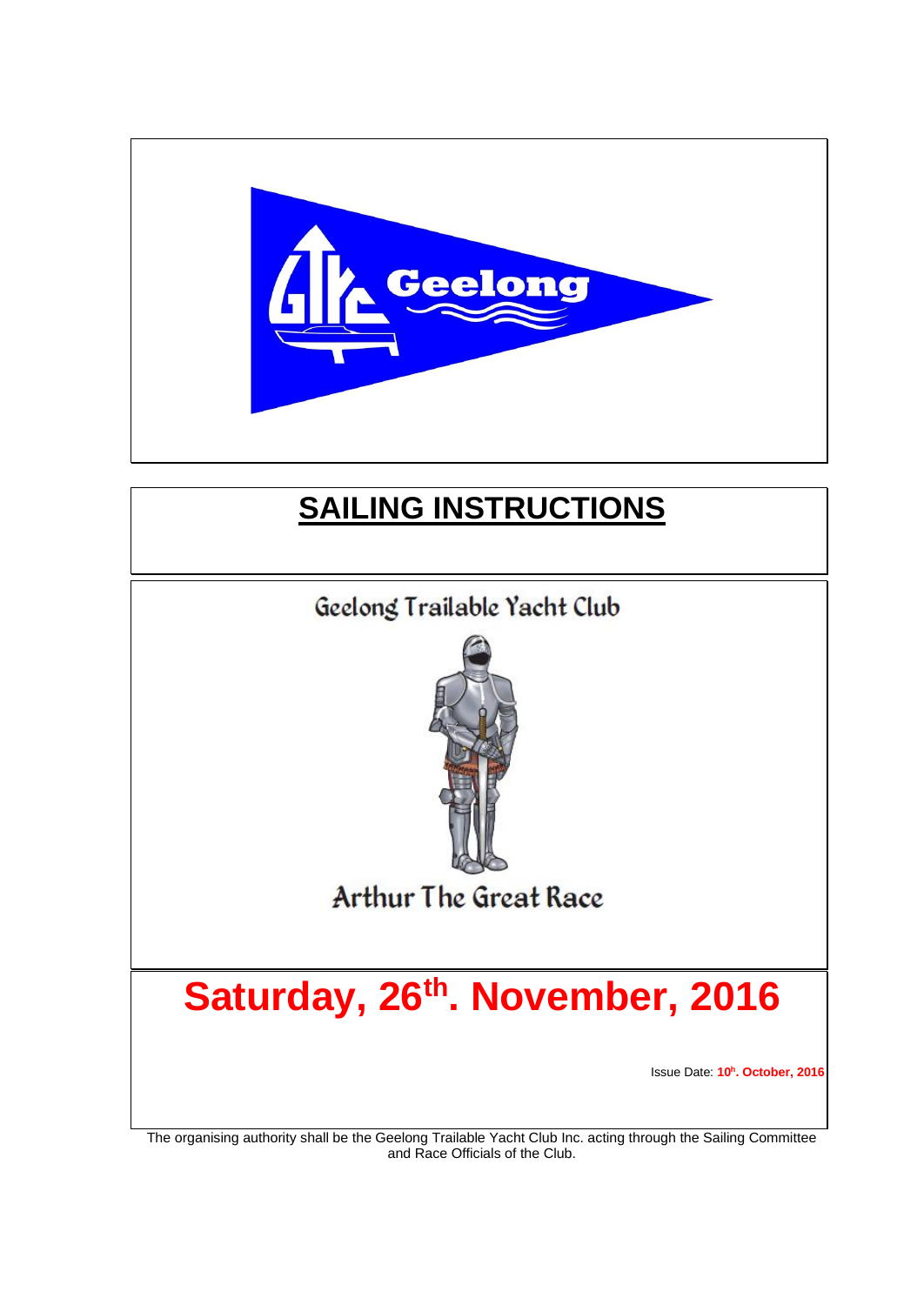Geelong

# SAILING INSTRUCTIONS

Geelong Trailable Yacht Club

Arthur The Great Race

## Saturday, 26th. November, 2016

Issue Date: **10th. October, 2016**

The organising authority shall be the Geelong Trailable Yacht Club Inc. acting through the Sailing Committee and Race Officials of the Club.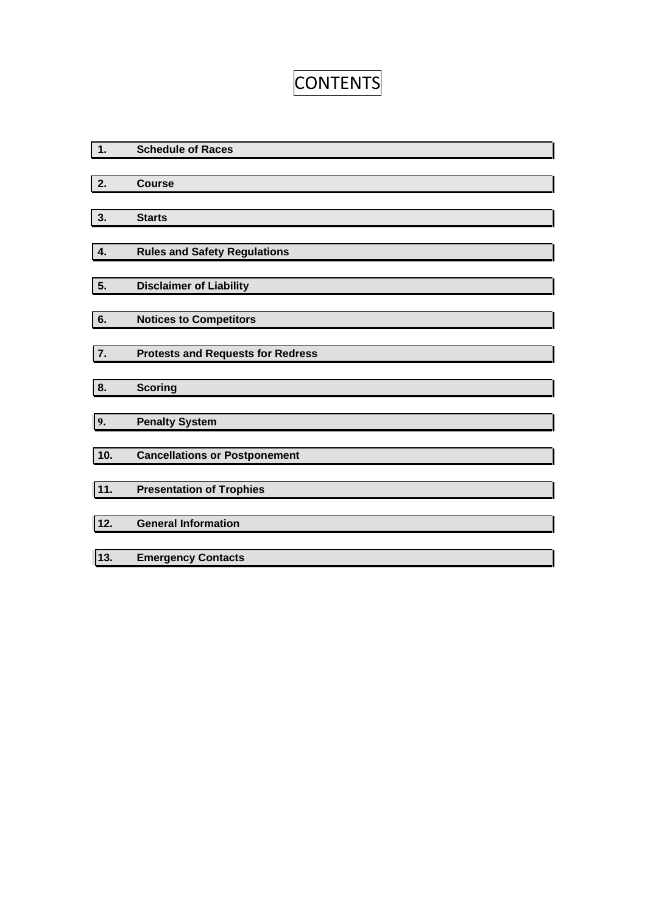# CONTENTS

1. **Schedule of Races**
2. **Course**
3. **Starts**
4. **Rules and Safety Regulations**
5. **Disclaimer of Liability**
6. **Notices to Competitors**
7. **Protests and Requests for Redress**
8. **Scoring**
9. **Penalty System**
10. **Cancellations or Postponement**
11. **Presentation of Trophies**
12. **General Information**
13. **Emergency Contacts**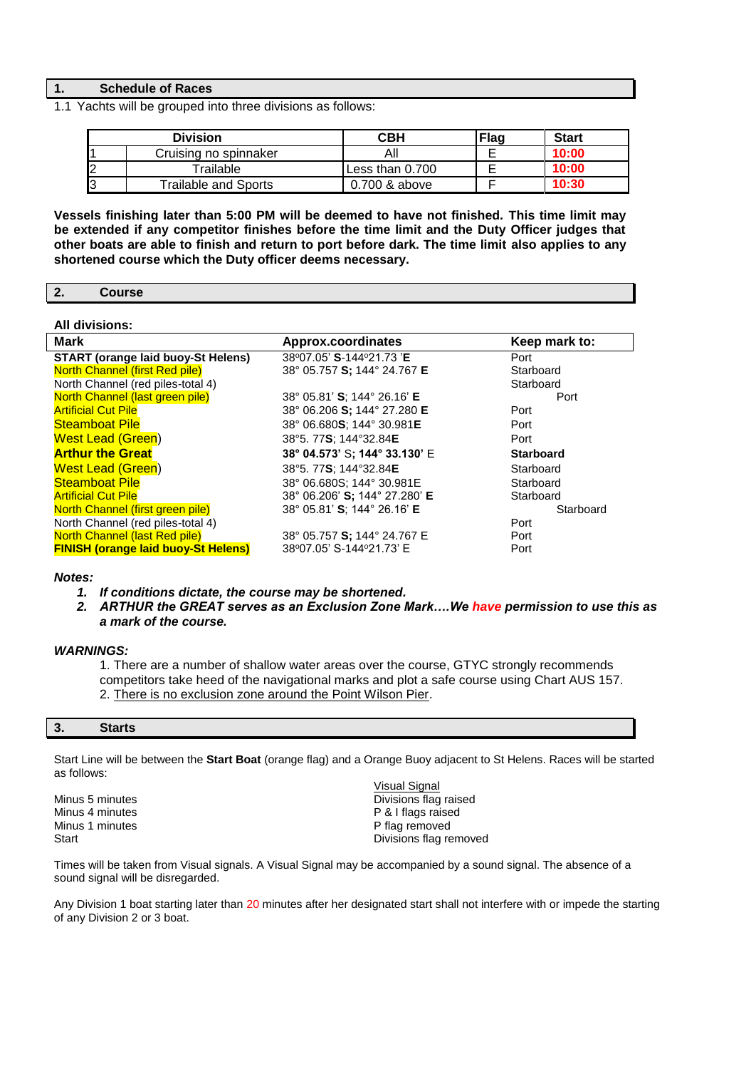## 1. Schedule of Races

1.1 Yachts will be grouped into three divisions as follows:

| Division | | CBH | Flag | Start |
|---|---|---|---|---|
| 1 | Cruising no spinnaker | All | E | 10:00 |
| 2 | Trailable | Less than 0.700 | E | 10:00 |
| 3 | Trailable and Sports | 0.700 & above | F | 10:30 |

**Vessels finishing later than 5:00 PM will be deemed to have not finished. This time limit may be extended if any competitor finishes before the time limit and the Duty Officer judges that other boats are able to finish and return to port before dark. The time limit also applies to any shortened course which the Duty officer deems necessary.**

## 2. Course

**All divisions:**

| Mark | Approx.coordinates | Keep mark to: |
|---|---|---|
| **START (orange laid buoy-St Helens)** | 38º07.05' **S**-144º21.73 '**E** | Port |
| North Channel (first Red pile) | 38° 05.757 **S;** 144° 24.767 **E** | Starboard |
| North Channel (red piles-total 4) | | Starboard |
| North Channel (last green pile) | 38° 05.81' **S**; 144° 26.16' **E** | Port |
| Artificial Cut Pile | 38° 06.206 **S;** 144° 27.280 **E** | Port |
| Steamboat Pile | 38° 06.680**S**; 144° 30.981**E** | Port |
| West Lead (Green) | 38°5. 77**S**; 144°32.84**E** | Port |
| **Arthur the Great** | **38° 04.573'** S; **144° 33.130'** E | **Starboard** |
| West Lead (Green) | 38°5. 77**S**; 144°32.84**E** | Starboard |
| Steamboat Pile | 38° 06.680S; 144° 30.981E | Starboard |
| Artificial Cut Pile | 38° 06.206' **S;** 144° 27.280' **E** | Starboard |
| North Channel (first green pile) | 38° 05.81' **S**; 144° 26.16' **E** | Starboard |
| North Channel (red piles-total 4) | | Port |
| North Channel (last Red pile) | 38° 05.757 **S;** 144° 24.767 E | Port |
| **FINISH (orange laid buoy-St Helens)** | 38º07.05' S-144º21.73' E | Port |

***Notes:***

1. ***If conditions dictate, the course may be shortened.***
2. ***ARTHUR the GREAT serves as an Exclusion Zone Mark….We have permission to use this as a mark of the course.***

***WARNINGS:***

1. There are a number of shallow water areas over the course, GTYC strongly recommends competitors take heed of the navigational marks and plot a safe course using Chart AUS 157.
2. There is no exclusion zone around the Point Wilson Pier.

## 3. Starts

Start Line will be between the **Start Boat** (orange flag) and a Orange Buoy adjacent to St Helens. Races will be started as follows:

| | Visual Signal |
|---|---|
| Minus 5 minutes | Divisions flag raised |
| Minus 4 minutes | P & I flags raised |
| Minus 1 minutes | P flag removed |
| Start | Divisions flag removed |

Times will be taken from Visual signals. A Visual Signal may be accompanied by a sound signal. The absence of a sound signal will be disregarded.

Any Division 1 boat starting later than 20 minutes after her designated start shall not interfere with or impede the starting of any Division 2 or 3 boat.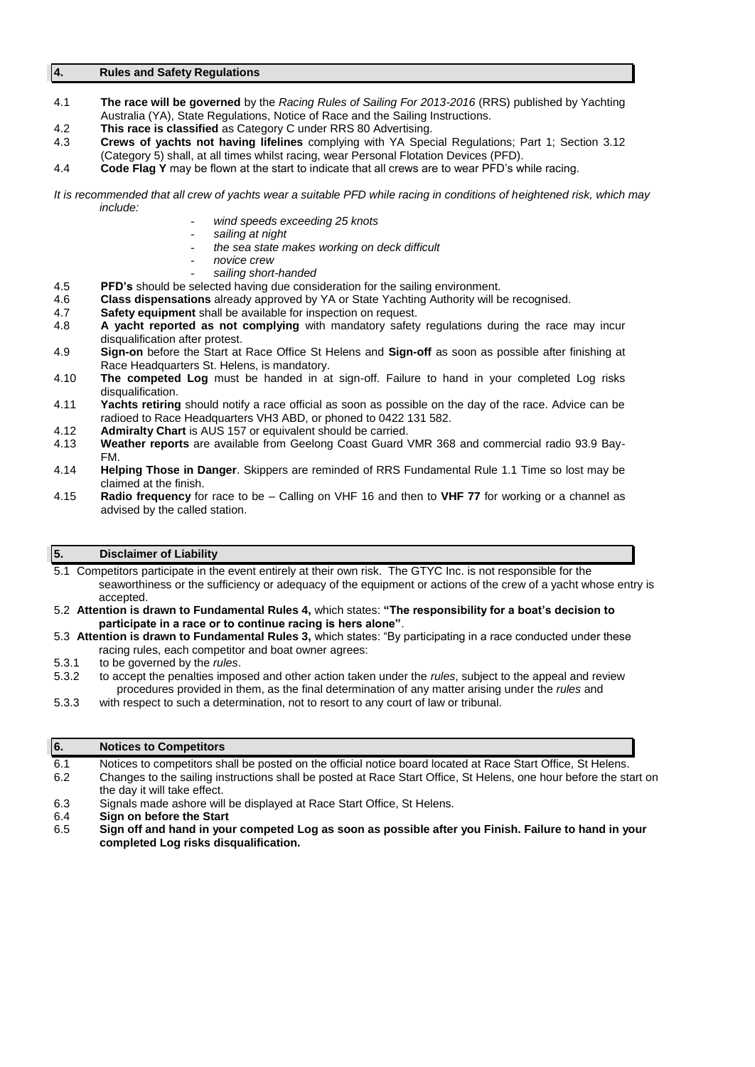## 4. Rules and Safety Regulations

4.1 **The race will be governed** by the *Racing Rules of Sailing For 2013-2016* (RRS) published by Yachting Australia (YA), State Regulations, Notice of Race and the Sailing Instructions.

4.2 **This race is classified** as Category C under RRS 80 Advertising.

4.3 **Crews of yachts not having lifelines** complying with YA Special Regulations; Part 1; Section 3.12 (Category 5) shall, at all times whilst racing, wear Personal Flotation Devices (PFD).

4.4 **Code Flag Y** may be flown at the start to indicate that all crews are to wear PFD's while racing.

*It is recommended that all crew of yachts wear a suitable PFD while racing in conditions of heightened risk, which may include:*

- *wind speeds exceeding 25 knots*
- *sailing at night*
- *the sea state makes working on deck difficult*
- *novice crew*
- *sailing short-handed*

4.5 **PFD's** should be selected having due consideration for the sailing environment.

4.6 **Class dispensations** already approved by YA or State Yachting Authority will be recognised.

4.7 **Safety equipment** shall be available for inspection on request.

4.8 **A yacht reported as not complying** with mandatory safety regulations during the race may incur disqualification after protest.

4.9 **Sign-on** before the Start at Race Office St Helens and **Sign-off** as soon as possible after finishing at Race Headquarters St. Helens, is mandatory.

4.10 **The competed Log** must be handed in at sign-off. Failure to hand in your completed Log risks disqualification.

4.11 **Yachts retiring** should notify a race official as soon as possible on the day of the race. Advice can be radioed to Race Headquarters VH3 ABD, or phoned to 0422 131 582.

4.12 **Admiralty Chart** is AUS 157 or equivalent should be carried.

4.13 **Weather reports** are available from Geelong Coast Guard VMR 368 and commercial radio 93.9 Bay-FM.

4.14 **Helping Those in Danger**. Skippers are reminded of RRS Fundamental Rule 1.1 Time so lost may be claimed at the finish.

4.15 **Radio frequency** for race to be – Calling on VHF 16 and then to **VHF 77** for working or a channel as advised by the called station.

## 5. Disclaimer of Liability

5.1 Competitors participate in the event entirely at their own risk. The GTYC Inc. is not responsible for the seaworthiness or the sufficiency or adequacy of the equipment or actions of the crew of a yacht whose entry is accepted.

5.2 **Attention is drawn to Fundamental Rules 4,** which states: **"The responsibility for a boat's decision to participate in a race or to continue racing is hers alone"**.

5.3 **Attention is drawn to Fundamental Rules 3,** which states: "By participating in a race conducted under these racing rules, each competitor and boat owner agrees:

5.3.1 to be governed by the *rules*.

5.3.2 to accept the penalties imposed and other action taken under the *rules*, subject to the appeal and review procedures provided in them, as the final determination of any matter arising under the *rules* and

5.3.3 with respect to such a determination, not to resort to any court of law or tribunal.

## 6. Notices to Competitors

6.1 Notices to competitors shall be posted on the official notice board located at Race Start Office, St Helens.

6.2 Changes to the sailing instructions shall be posted at Race Start Office, St Helens, one hour before the start on the day it will take effect.

6.3 Signals made ashore will be displayed at Race Start Office, St Helens.

6.4 **Sign on before the Start**

6.5 **Sign off and hand in your competed Log as soon as possible after you Finish. Failure to hand in your completed Log risks disqualification.**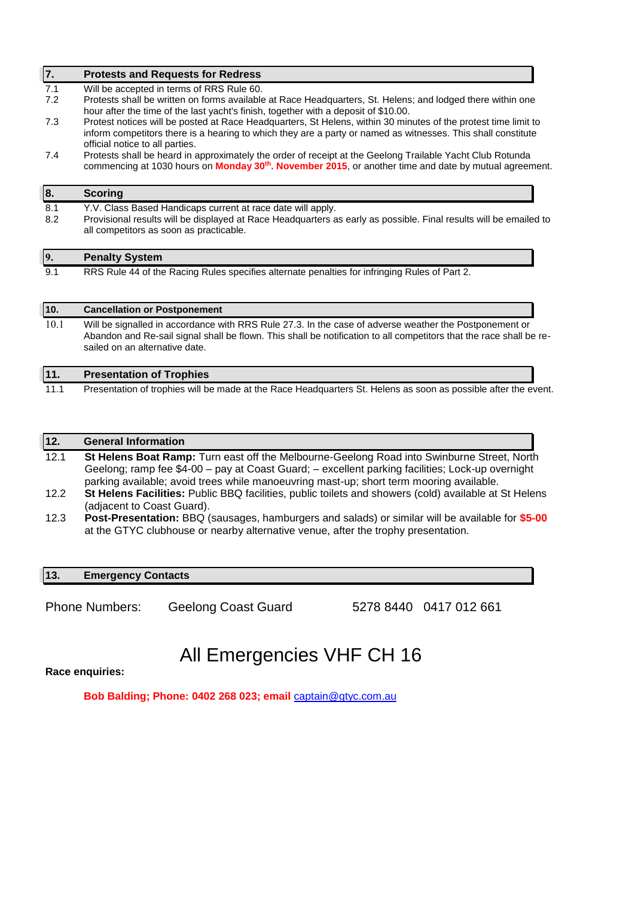## 7. Protests and Requests for Redress

7.1 Will be accepted in terms of RRS Rule 60.

7.2 Protests shall be written on forms available at Race Headquarters, St. Helens; and lodged there within one hour after the time of the last yacht's finish, together with a deposit of $10.00.

7.3 Protest notices will be posted at Race Headquarters, St Helens, within 30 minutes of the protest time limit to inform competitors there is a hearing to which they are a party or named as witnesses. This shall constitute official notice to all parties.

7.4 Protests shall be heard in approximately the order of receipt at the Geelong Trailable Yacht Club Rotunda commencing at 1030 hours on **Monday 30th. November 2015**, or another time and date by mutual agreement.

## 8. Scoring

8.1 Y.V. Class Based Handicaps current at race date will apply.

8.2 Provisional results will be displayed at Race Headquarters as early as possible. Final results will be emailed to all competitors as soon as practicable.

## 9. Penalty System

9.1 RRS Rule 44 of the Racing Rules specifies alternate penalties for infringing Rules of Part 2.

## 10. Cancellation or Postponement

10.1 Will be signalled in accordance with RRS Rule 27.3. In the case of adverse weather the Postponement or Abandon and Re-sail signal shall be flown. This shall be notification to all competitors that the race shall be re-sailed on an alternative date.

## 11. Presentation of Trophies

11.1 Presentation of trophies will be made at the Race Headquarters St. Helens as soon as possible after the event.

## 12. General Information

12.1 **St Helens Boat Ramp:** Turn east off the Melbourne-Geelong Road into Swinburne Street, North Geelong; ramp fee $4-00 – pay at Coast Guard; – excellent parking facilities; Lock-up overnight parking available; avoid trees while manoeuvring mast-up; short term mooring available.

12.2 **St Helens Facilities:** Public BBQ facilities, public toilets and showers (cold) available at St Helens (adjacent to Coast Guard).

12.3 **Post-Presentation:** BBQ (sausages, hamburgers and salads) or similar will be available for **$5-00** at the GTYC clubhouse or nearby alternative venue, after the trophy presentation.

## 13. Emergency Contacts

Phone Numbers: Geelong Coast Guard 5278 8440 0417 012 661

# All Emergencies VHF CH 16

**Race enquiries:**

**Bob Balding; Phone: 0402 268 023; email** captain@gtyc.com.au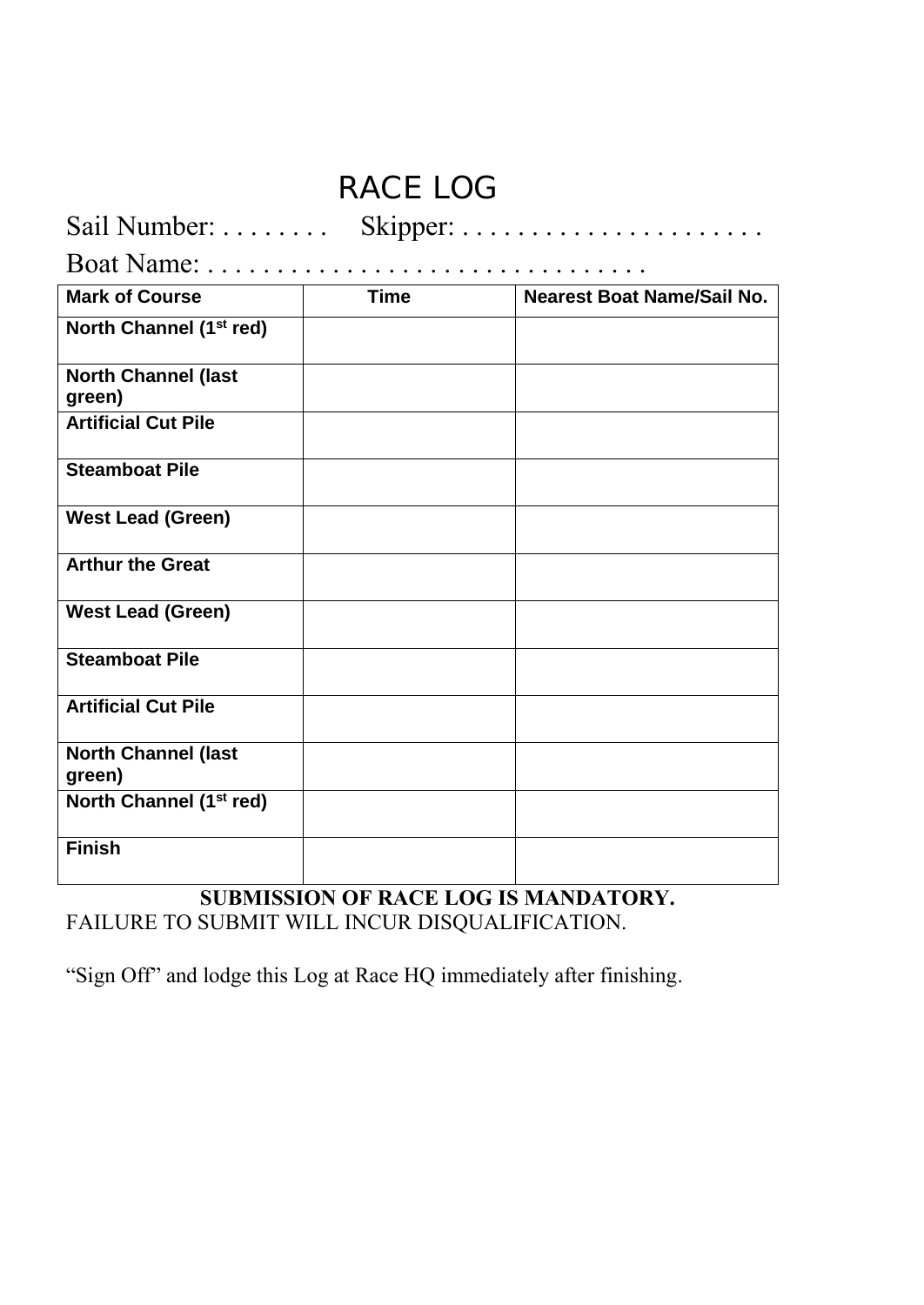# RACE LOG

Sail Number: . . . . . . . .     Skipper: . . . . . . . . . . . . . . . . . . . . . .

Boat Name: . . . . . . . . . . . . . . . . . . . . . . . . . . . . . . .

| Mark of Course | Time | Nearest Boat Name/Sail No. |
|---|---|---|
| **North Channel (1st red)** | | |
| **North Channel (last green)** | | |
| **Artificial Cut Pile** | | |
| **Steamboat Pile** | | |
| **West Lead (Green)** | | |
| **Arthur the Great** | | |
| **West Lead (Green)** | | |
| **Steamboat Pile** | | |
| **Artificial Cut Pile** | | |
| **North Channel (last green)** | | |
| **North Channel (1st red)** | | |
| **Finish** | | |

**SUBMISSION OF RACE LOG IS MANDATORY.**

FAILURE TO SUBMIT WILL INCUR DISQUALIFICATION.

"Sign Off" and lodge this Log at Race HQ immediately after finishing.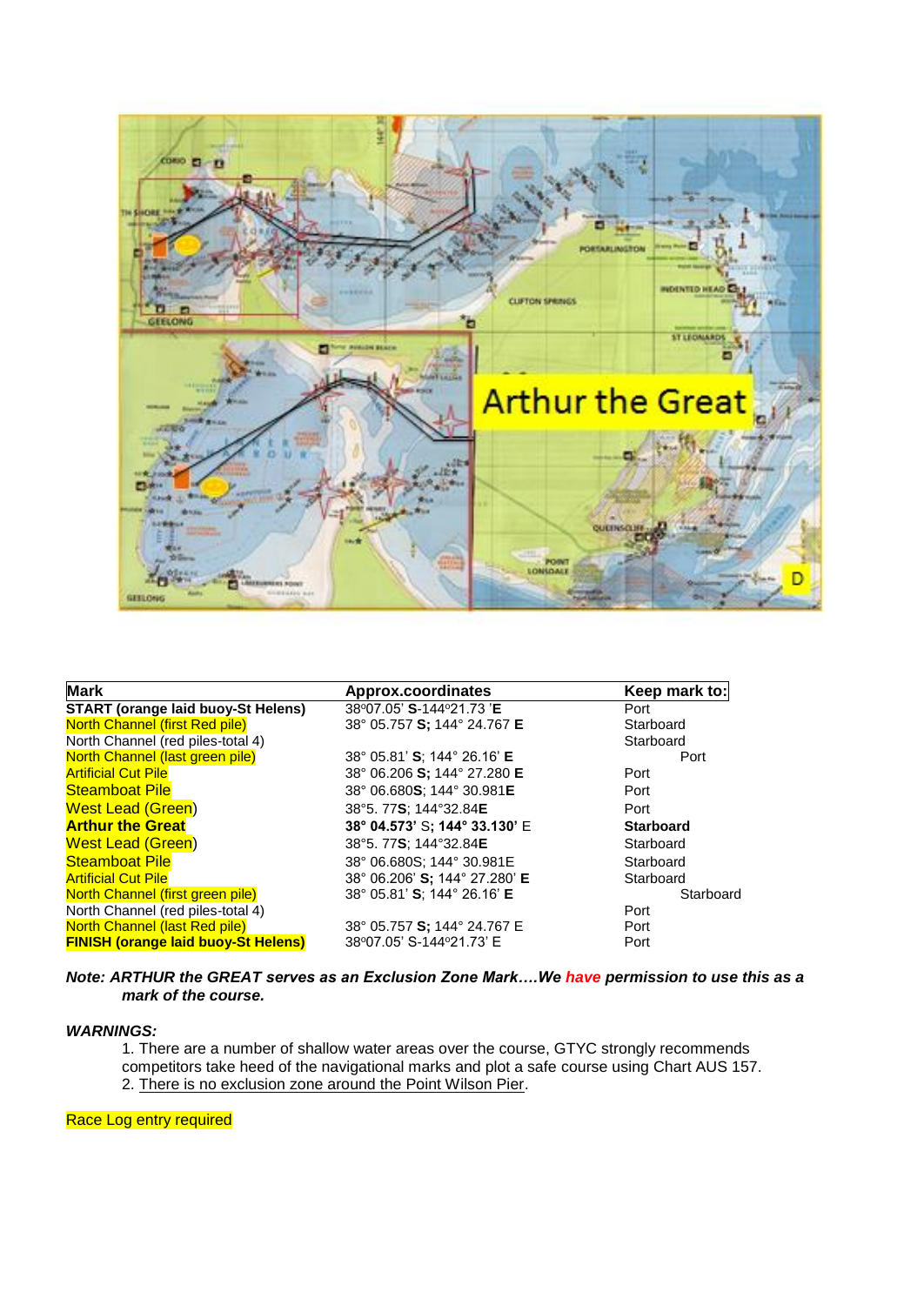Arthur the Great

D

| Mark | Approx.coordinates | Keep mark to: |
|---|---|---|
| **START (orange laid buoy-St Helens)** | 38º07.05' **S**-144º21.73 '**E** | Port |
| North Channel (first Red pile) | 38° 05.757 **S;** 144° 24.767 **E** | Starboard |
| North Channel (red piles-total 4) | | Starboard |
| North Channel (last green pile) | 38° 05.81' **S**; 144° 26.16' **E** | Port |
| Artificial Cut Pile | 38° 06.206 **S;** 144° 27.280 **E** | Port |
| Steamboat Pile | 38° 06.680**S**; 144° 30.981**E** | Port |
| West Lead (Green) | 38°5. 77**S**; 144°32.84**E** | Port |
| **Arthur the Great** | **38° 04.573' S; 144° 33.130'** E | **Starboard** |
| West Lead (Green) | 38°5. 77**S**; 144°32.84**E** | Starboard |
| Steamboat Pile | 38° 06.680S; 144° 30.981E | Starboard |
| Artificial Cut Pile | 38° 06.206' **S;** 144° 27.280' **E** | Starboard |
| North Channel (first green pile) | 38° 05.81' **S**; 144° 26.16' **E** | Starboard |
| North Channel (red piles-total 4) | | Port |
| North Channel (last Red pile) | 38° 05.757 **S;** 144° 24.767 E | Port |
| **FINISH (orange laid buoy-St Helens)** | 38º07.05' S-144º21.73' E | Port |

***Note: ARTHUR the GREAT serves as an Exclusion Zone Mark….We have permission to use this as a mark of the course.***

***WARNINGS:***

1. There are a number of shallow water areas over the course, GTYC strongly recommends competitors take heed of the navigational marks and plot a safe course using Chart AUS 157.
2. There is no exclusion zone around the Point Wilson Pier.

Race Log entry required